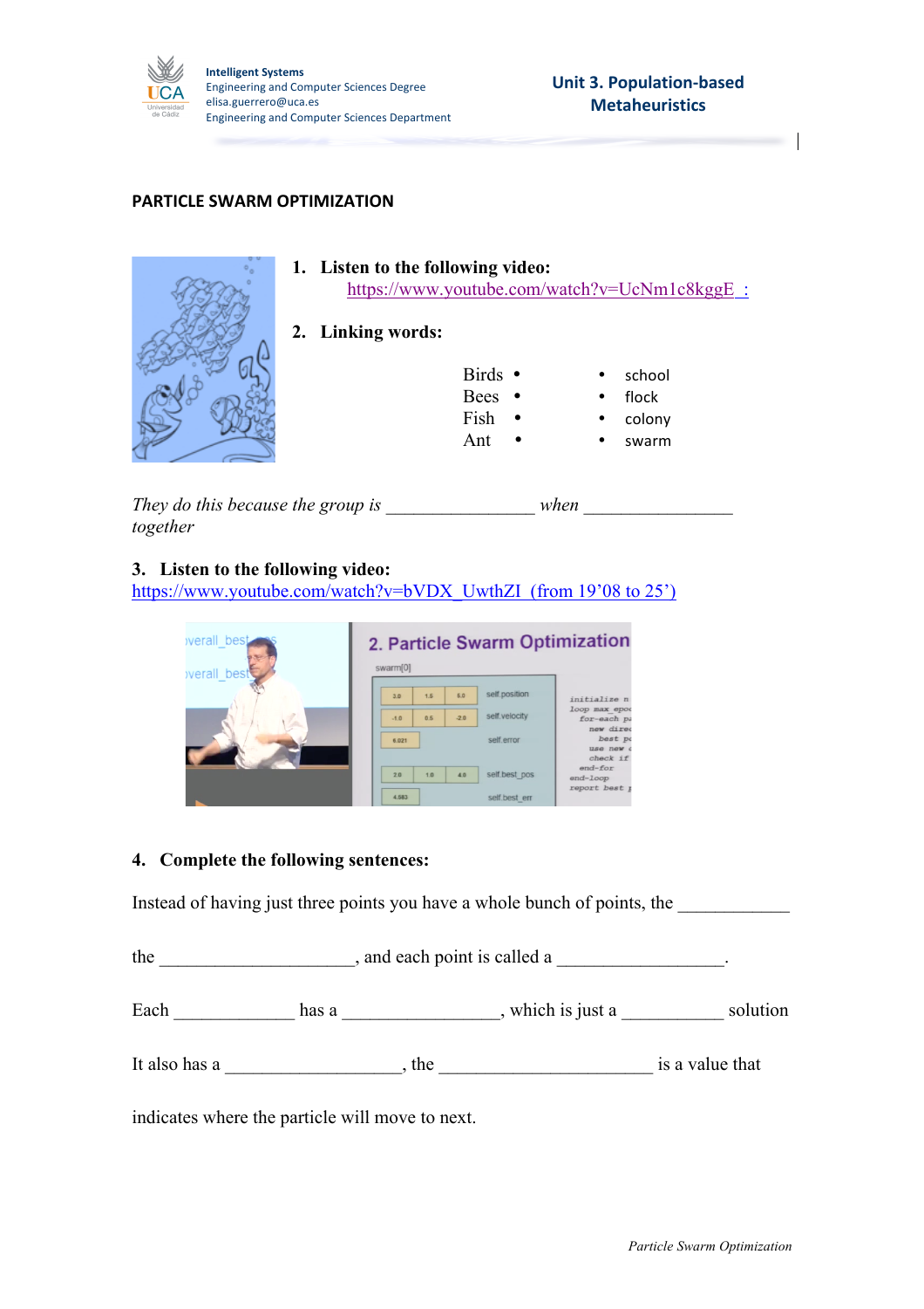# PARTICLE SWARM OPTIMIZATION

1. **Listen to the following video:**
   https://www.youtube.com/watch?v=UcNm1c8kggE :

2. **Linking words:**

| | |
|---|---|
| Birds • | • school |
| Bees • | • flock |
| Fish • | • colony |
| Ant • | • swarm |

*They do this because the group is ________________ when ________________ together*

3. **Listen to the following video:**
   https://www.youtube.com/watch?v=bVDX_UwthZI (from 19'08 to 25')

4. **Complete the following sentences:**

Instead of having just three points you have a whole bunch of points, the ____________

the _____________________, and each point is called a __________________.

Each _____________ has a _________________, which is just a ___________ solution

It also has a ___________________, the _______________________ is a value that

indicates where the particle will move to next.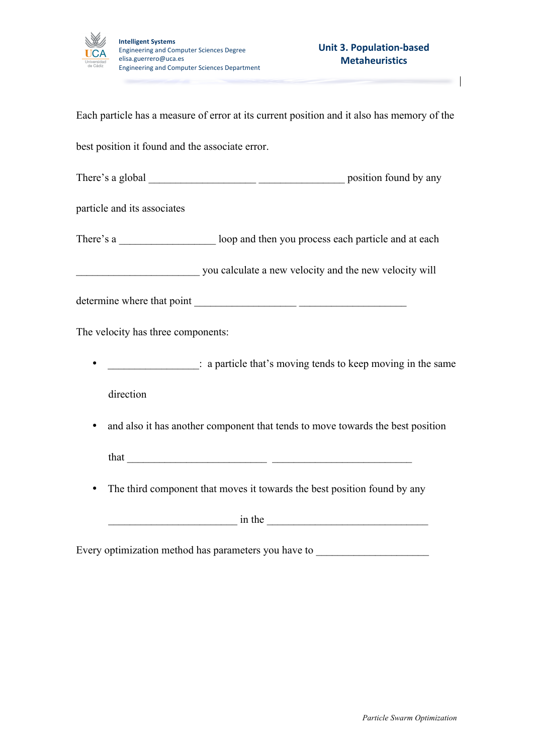Each particle has a measure of error at its current position and it also has memory of the best position it found and the associate error.

There's a global ____________________ ________________ position found by any particle and its associates

There's a __________________ loop and then you process each particle and at each _______________________ you calculate a new velocity and the new velocity will determine where that point ___________________ ____________________

The velocity has three components:

- _________________: a particle that's moving tends to keep moving in the same direction
- and also it has another component that tends to move towards the best position that __________________________ __________________________
- The third component that moves it towards the best position found by any ________________________ in the ______________________________

Every optimization method has parameters you have to _____________________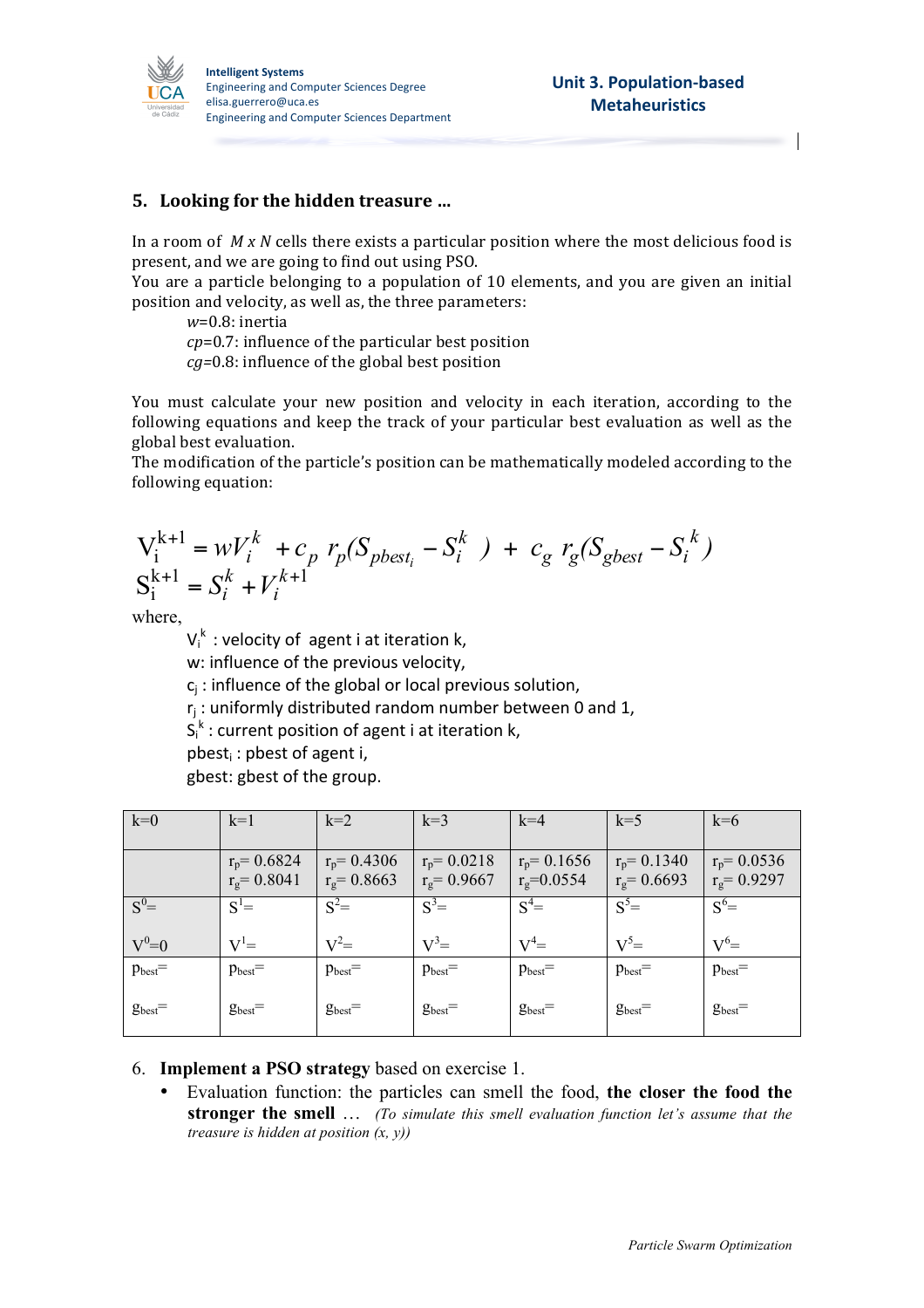## 5. Looking for the hidden treasure …

In a room of $M \times N$ cells there exists a particular position where the most delicious food is present, and we are going to find out using PSO.

You are a particle belonging to a population of 10 elements, and you are given an initial position and velocity, as well as, the three parameters:

- $w$=0.8: inertia
- $cp$=0.7: influence of the particular best position
- $cg$=0.8: influence of the global best position

You must calculate your new position and velocity in each iteration, according to the following equations and keep the track of your particular best evaluation as well as the global best evaluation.

The modification of the particle's position can be mathematically modeled according to the following equation:

$$V_i^{k+1} = wV_i^k + c_p\, r_p(S_{pbest_i} - S_i^k) + c_g\, r_g(S_{gbest} - S_i^k)$$
$$S_i^{k+1} = S_i^k + V_i^{k+1}$$

where,

- $V_i^k$ : velocity of agent i at iteration k,
- w: influence of the previous velocity,
- $c_j$ : influence of the global or local previous solution,
- $r_j$ : uniformly distributed random number between 0 and 1,
- $S_i^k$ : current position of agent i at iteration k,
- $pbest_i$ : pbest of agent i,
- gbest: gbest of the group.

| k=0 | k=1 | k=2 | k=3 | k=4 | k=5 | k=6 |
|---|---|---|---|---|---|---|
| | $r_p$= 0.6824<br>$r_g$= 0.8041 | $r_p$= 0.4306<br>$r_g$= 0.8663 | $r_p$= 0.0218<br>$r_g$= 0.9667 | $r_p$= 0.1656<br>$r_g$=0.0554 | $r_p$= 0.1340<br>$r_g$= 0.6693 | $r_p$= 0.0536<br>$r_g$= 0.9297 |
| $S^0$=<br><br>$V^0$=0 | $S^1$=<br><br>$V^1$= | $S^2$=<br><br>$V^2$= | $S^3$=<br><br>$V^3$= | $S^4$=<br><br>$V^4$= | $S^5$=<br><br>$V^5$= | $S^6$=<br><br>$V^6$= |
| $p_{best}$=<br><br>$g_{best}$= | $p_{best}$=<br><br>$g_{best}$= | $p_{best}$=<br><br>$g_{best}$= | $p_{best}$=<br><br>$g_{best}$= | $p_{best}$=<br><br>$g_{best}$= | $p_{best}$=<br><br>$g_{best}$= | $p_{best}$=<br><br>$g_{best}$= |

6. **Implement a PSO strategy** based on exercise 1.
   - Evaluation function: the particles can smell the food, **the closer the food the stronger the smell** … *(To simulate this smell evaluation function let's assume that the treasure is hidden at position (x, y))*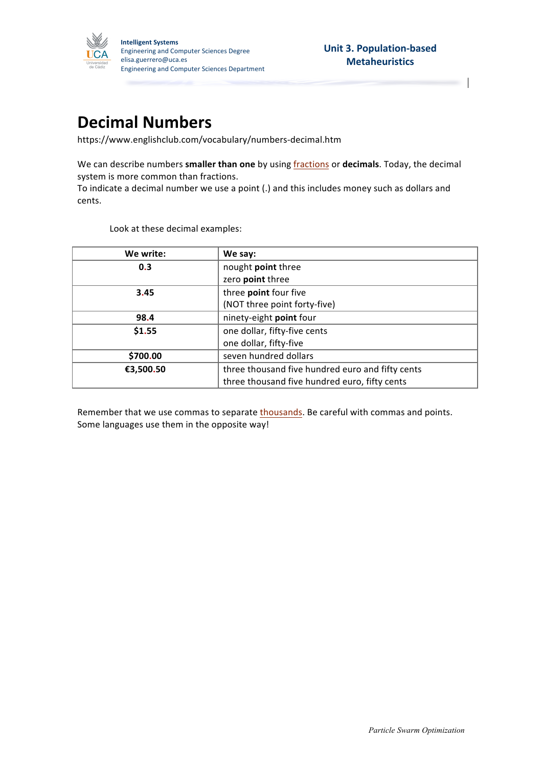# Decimal Numbers

https://www.englishclub.com/vocabulary/numbers-decimal.htm

We can describe numbers **smaller than one** by using fractions or **decimals**. Today, the decimal system is more common than fractions.
To indicate a decimal number we use a point (.) and this includes money such as dollars and cents.

Look at these decimal examples:

| We write: | We say: |
|---|---|
| **0.3** | nought **point** three<br>zero **point** three |
| **3.45** | three **point** four five<br>(NOT three point forty-five) |
| **98.4** | ninety-eight **point** four |
| **$1.55** | one dollar, fifty-five cents<br>one dollar, fifty-five |
| **$700.00** | seven hundred dollars |
| **€3,500.50** | three thousand five hundred euro and fifty cents<br>three thousand five hundred euro, fifty cents |

Remember that we use commas to separate thousands. Be careful with commas and points. Some languages use them in the opposite way!